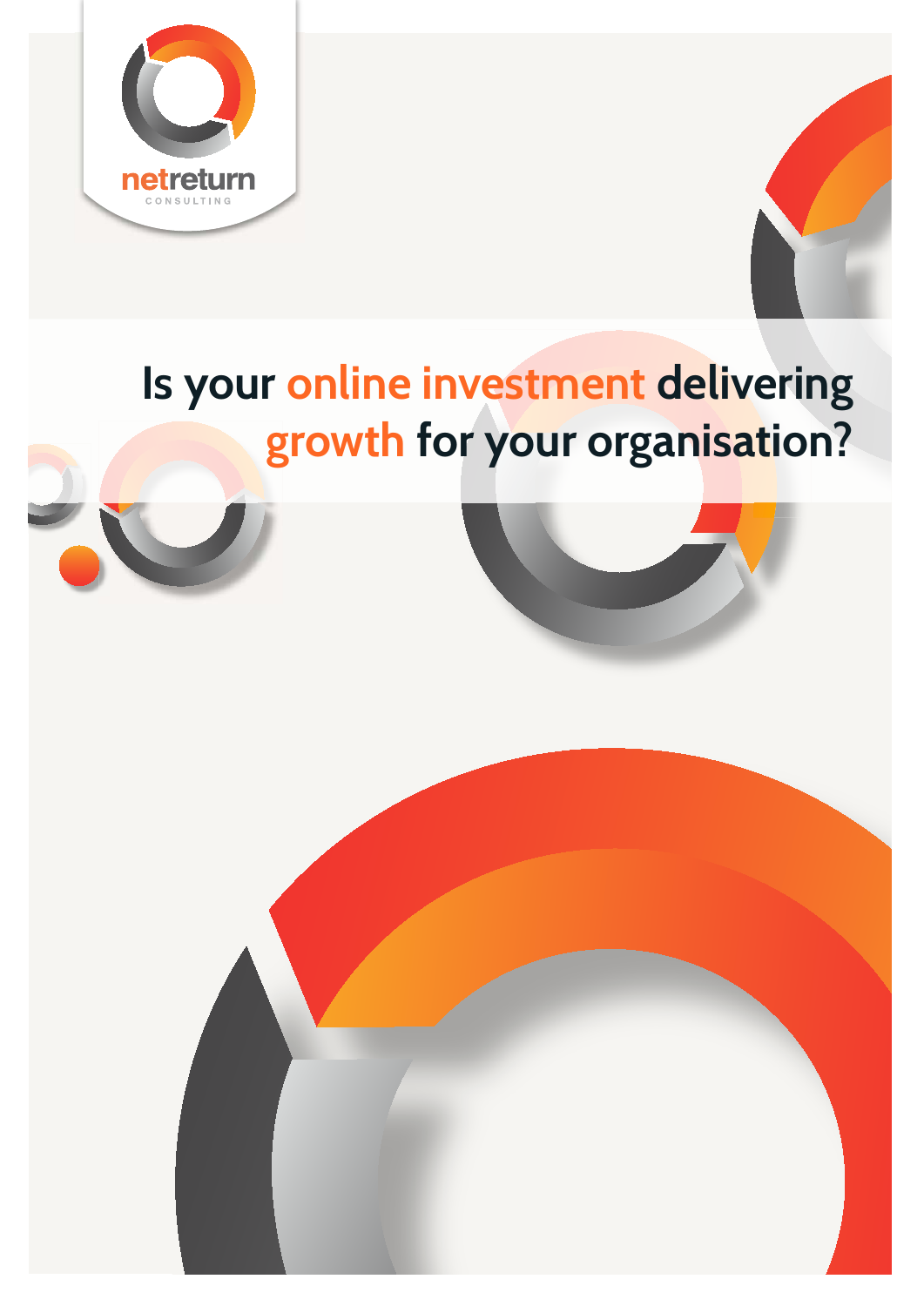netreturn
CONSULTING

# Is your online investment delivering growth for your organisation?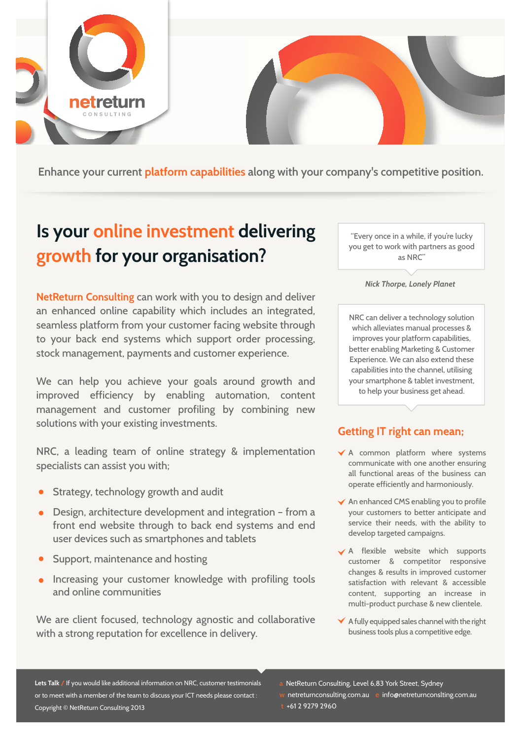netreturn

CONSULTING

Enhance your current platform capabilities along with your company's competitive position.

# Is your online investment delivering growth for your organisation?

NetReturn Consulting can work with you to design and deliver an enhanced online capability which includes an integrated, seamless platform from your customer facing website through to your back end systems which support order processing, stock management, payments and customer experience.

We can help you achieve your goals around growth and improved efficiency by enabling automation, content management and customer profiling by combining new solutions with your existing investments.

NRC, a leading team of online strategy & implementation specialists can assist you with;

- Strategy, technology growth and audit
- Design, architecture development and integration – from a front end website through to back end systems and end user devices such as smartphones and tablets
- Support, maintenance and hosting
- Increasing your customer knowledge with profiling tools and online communities

We are client focused, technology agnostic and collaborative with a strong reputation for excellence in delivery.

> "Every once in a while, if you're lucky you get to work with partners as good as NRC"

*Nick Thorpe, Lonely Planet*

NRC can deliver a technology solution which alleviates manual processes & improves your platform capabilities, better enabling Marketing & Customer Experience. We can also extend these capabilities into the channel, utilising your smartphone & tablet investment, to help your business get ahead.

## Getting IT right can mean;

- ✓ A common platform where systems communicate with one another ensuring all functional areas of the business can operate efficiently and harmoniously.
- ✓ An enhanced CMS enabling you to profile your customers to better anticipate and service their needs, with the ability to develop targeted campaigns.
- ✓ A flexible website which supports customer & competitor responsive changes & results in improved customer satisfaction with relevant & accessible content, supporting an increase in multi-product purchase & new clientele.
- ✓ A fully equipped sales channel with the right business tools plus a competitive edge.

**Lets Talk** / If you would like additional information on NRC, customer testimonials or to meet with a member of the team to discuss your ICT needs please contact :

Copyright © NetReturn Consulting 2013

a NetReturn Consulting, Level 6,83 York Street, Sydney
w netreturnconsulting.com.au e info@netreturnconslting.com.au
t +61 2 9279 2960